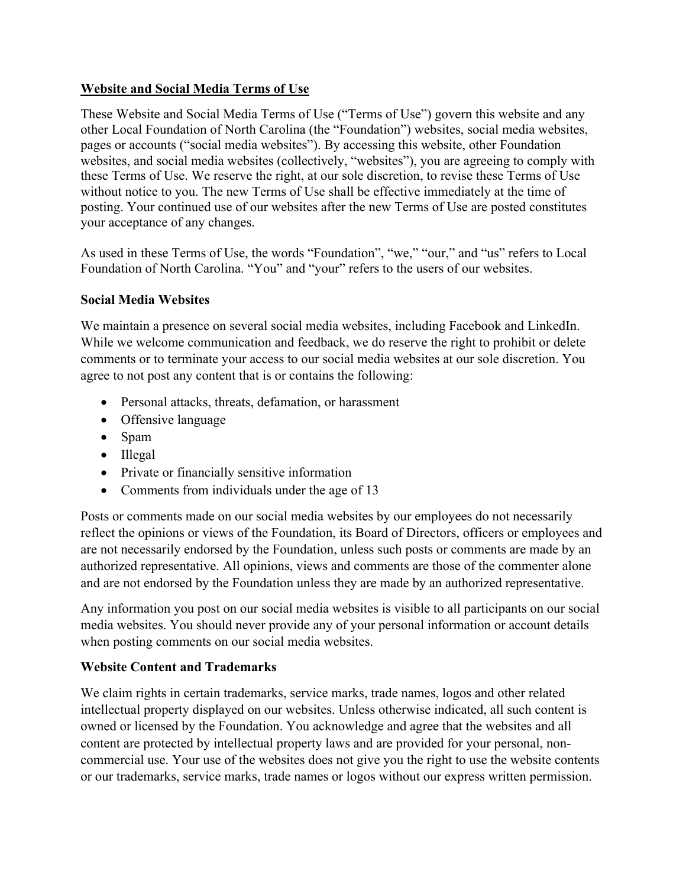# Website and Social Media Terms of Use

These Website and Social Media Terms of Use ("Terms of Use") govern this website and any other Local Foundation of North Carolina (the "Foundation") websites, social media websites, pages or accounts ("social media websites"). By accessing this website, other Foundation websites, and social media websites (collectively, "websites"), you are agreeing to comply with these Terms of Use. We reserve the right, at our sole discretion, to revise these Terms of Use without notice to you. The new Terms of Use shall be effective immediately at the time of posting. Your continued use of our websites after the new Terms of Use are posted constitutes your acceptance of any changes.

As used in these Terms of Use, the words "Foundation", "we," "our," and "us" refers to Local Foundation of North Carolina. "You" and "your" refers to the users of our websites.

## Social Media Websites

We maintain a presence on several social media websites, including Facebook and LinkedIn. While we welcome communication and feedback, we do reserve the right to prohibit or delete comments or to terminate your access to our social media websites at our sole discretion. You agree to not post any content that is or contains the following:

- Personal attacks, threats, defamation, or harassment
- Offensive language
- Spam
- Illegal
- Private or financially sensitive information
- Comments from individuals under the age of 13

Posts or comments made on our social media websites by our employees do not necessarily reflect the opinions or views of the Foundation, its Board of Directors, officers or employees and are not necessarily endorsed by the Foundation, unless such posts or comments are made by an authorized representative. All opinions, views and comments are those of the commenter alone and are not endorsed by the Foundation unless they are made by an authorized representative.

Any information you post on our social media websites is visible to all participants on our social media websites. You should never provide any of your personal information or account details when posting comments on our social media websites.

## Website Content and Trademarks

We claim rights in certain trademarks, service marks, trade names, logos and other related intellectual property displayed on our websites. Unless otherwise indicated, all such content is owned or licensed by the Foundation. You acknowledge and agree that the websites and all content are protected by intellectual property laws and are provided for your personal, non-commercial use. Your use of the websites does not give you the right to use the website contents or our trademarks, service marks, trade names or logos without our express written permission.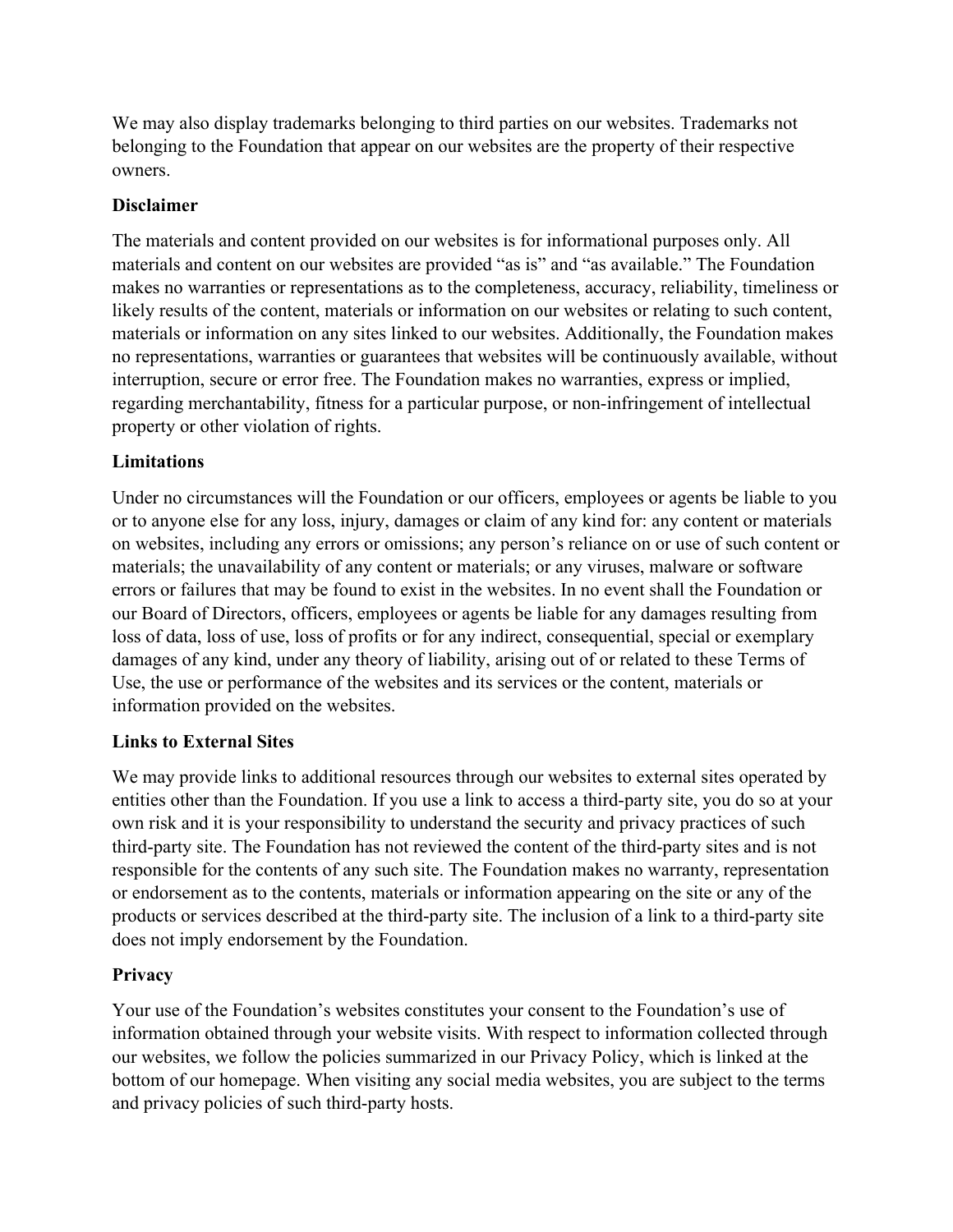We may also display trademarks belonging to third parties on our websites. Trademarks not belonging to the Foundation that appear on our websites are the property of their respective owners.

**Disclaimer**

The materials and content provided on our websites is for informational purposes only. All materials and content on our websites are provided "as is" and "as available." The Foundation makes no warranties or representations as to the completeness, accuracy, reliability, timeliness or likely results of the content, materials or information on our websites or relating to such content, materials or information on any sites linked to our websites. Additionally, the Foundation makes no representations, warranties or guarantees that websites will be continuously available, without interruption, secure or error free. The Foundation makes no warranties, express or implied, regarding merchantability, fitness for a particular purpose, or non-infringement of intellectual property or other violation of rights.

**Limitations**

Under no circumstances will the Foundation or our officers, employees or agents be liable to you or to anyone else for any loss, injury, damages or claim of any kind for: any content or materials on websites, including any errors or omissions; any person's reliance on or use of such content or materials; the unavailability of any content or materials; or any viruses, malware or software errors or failures that may be found to exist in the websites. In no event shall the Foundation or our Board of Directors, officers, employees or agents be liable for any damages resulting from loss of data, loss of use, loss of profits or for any indirect, consequential, special or exemplary damages of any kind, under any theory of liability, arising out of or related to these Terms of Use, the use or performance of the websites and its services or the content, materials or information provided on the websites.

**Links to External Sites**

We may provide links to additional resources through our websites to external sites operated by entities other than the Foundation. If you use a link to access a third-party site, you do so at your own risk and it is your responsibility to understand the security and privacy practices of such third-party site. The Foundation has not reviewed the content of the third-party sites and is not responsible for the contents of any such site. The Foundation makes no warranty, representation or endorsement as to the contents, materials or information appearing on the site or any of the products or services described at the third-party site. The inclusion of a link to a third-party site does not imply endorsement by the Foundation.

**Privacy**

Your use of the Foundation's websites constitutes your consent to the Foundation's use of information obtained through your website visits. With respect to information collected through our websites, we follow the policies summarized in our Privacy Policy, which is linked at the bottom of our homepage. When visiting any social media websites, you are subject to the terms and privacy policies of such third-party hosts.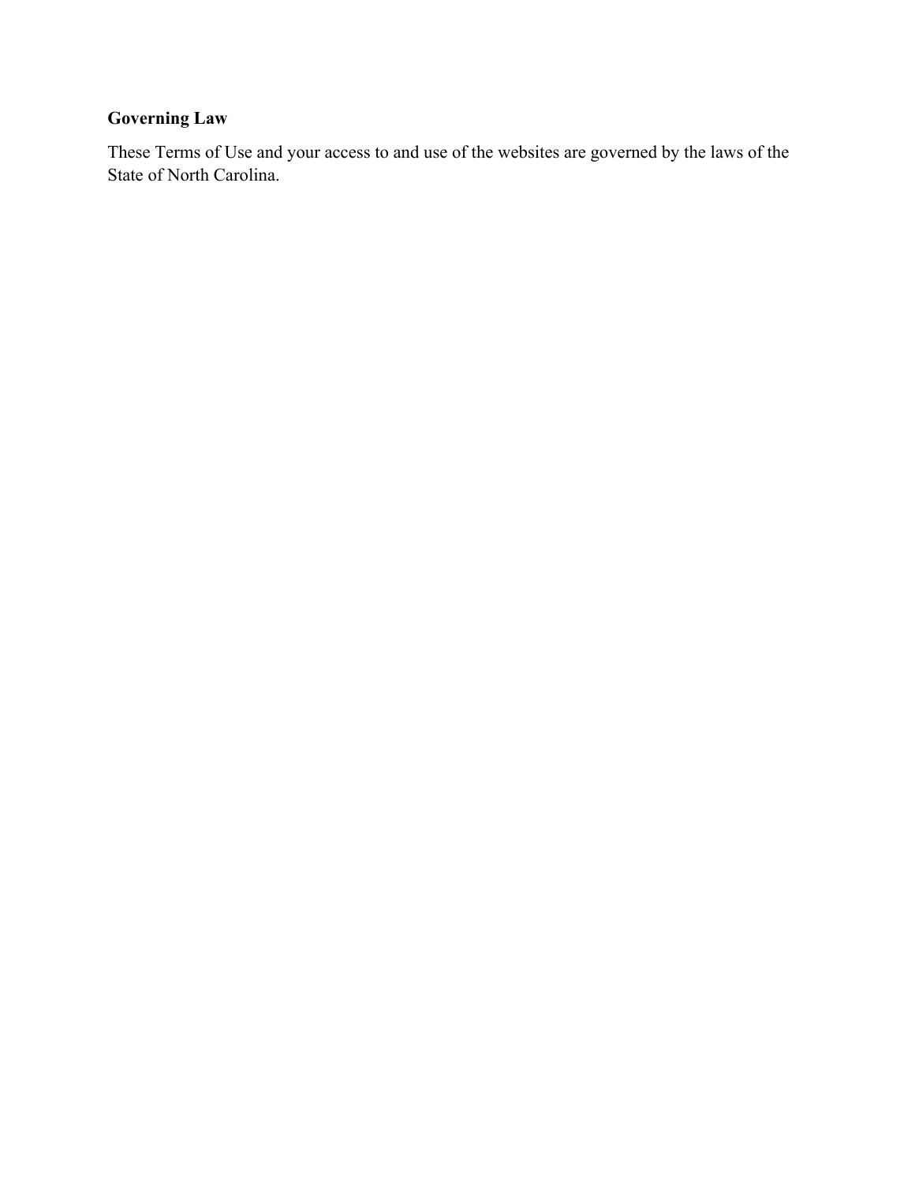**Governing Law**

These Terms of Use and your access to and use of the websites are governed by the laws of the State of North Carolina.